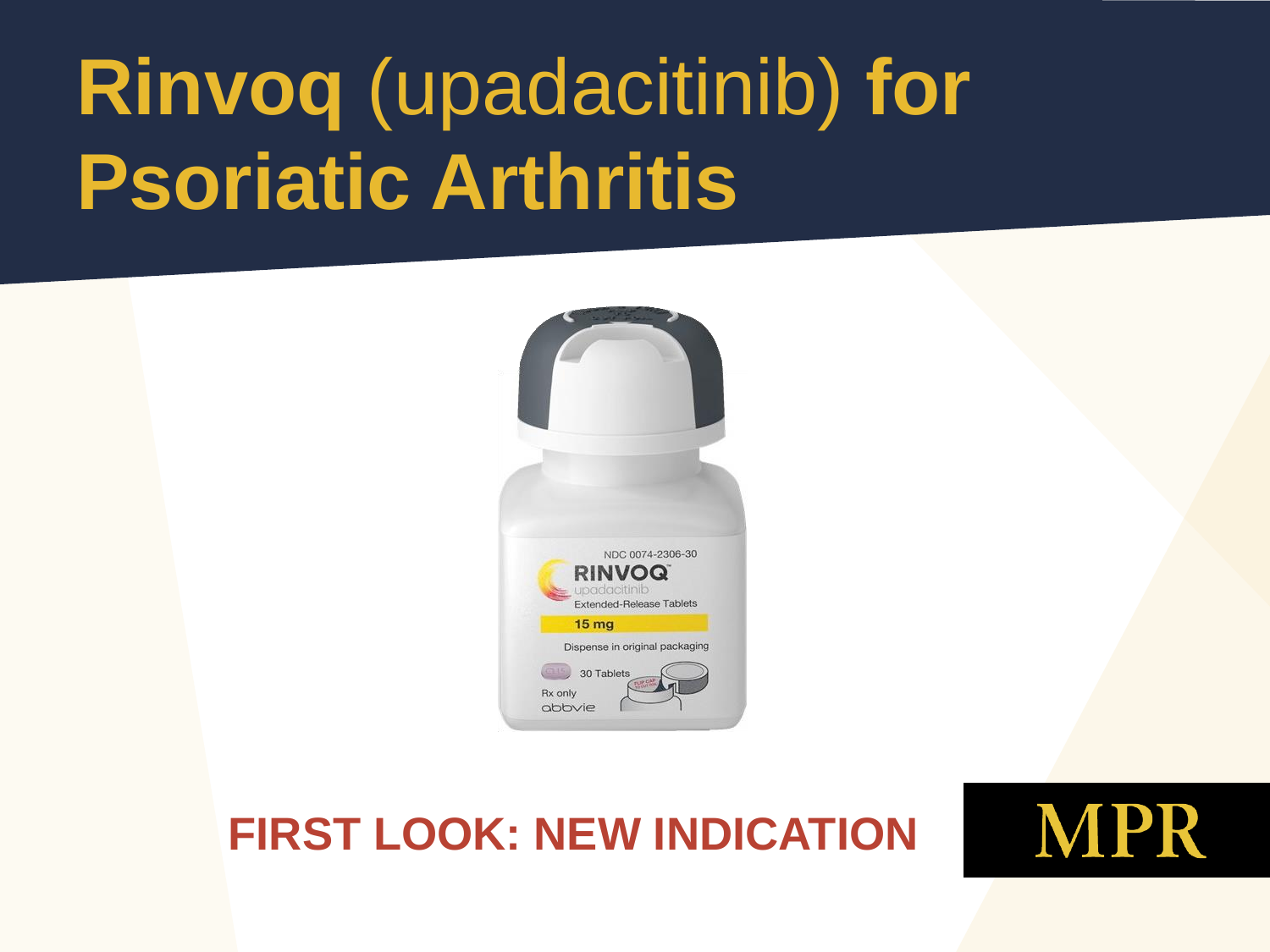# Rinvoq (upadacitinib) for Psoriatic Arthritis

FIRST LOOK: NEW INDICATION

MPR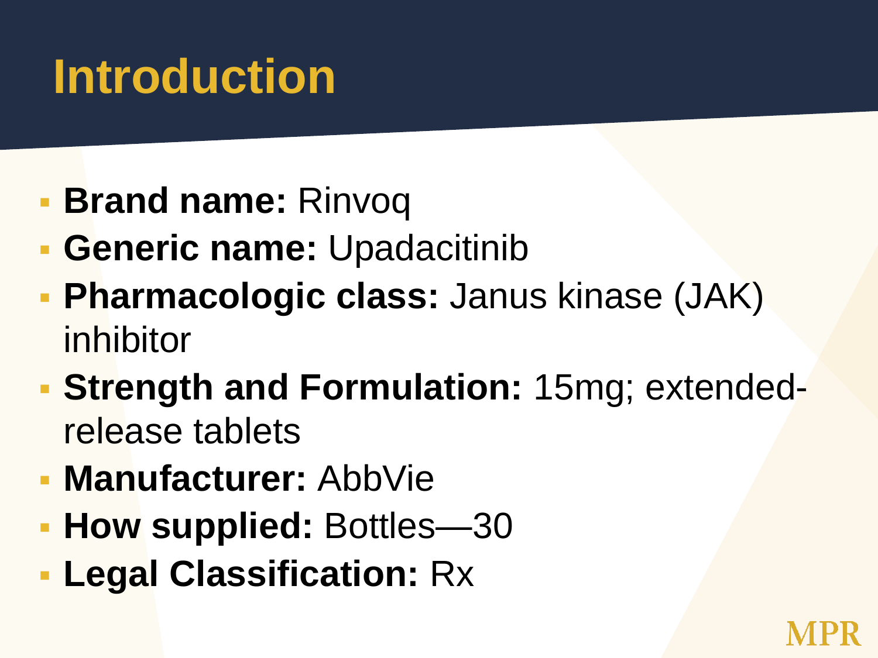# Introduction

- **Brand name:** Rinvoq
- **Generic name:** Upadacitinib
- **Pharmacologic class:** Janus kinase (JAK) inhibitor
- **Strength and Formulation:** 15mg; extended-release tablets
- **Manufacturer:** AbbVie
- **How supplied:** Bottles—30
- **Legal Classification:** Rx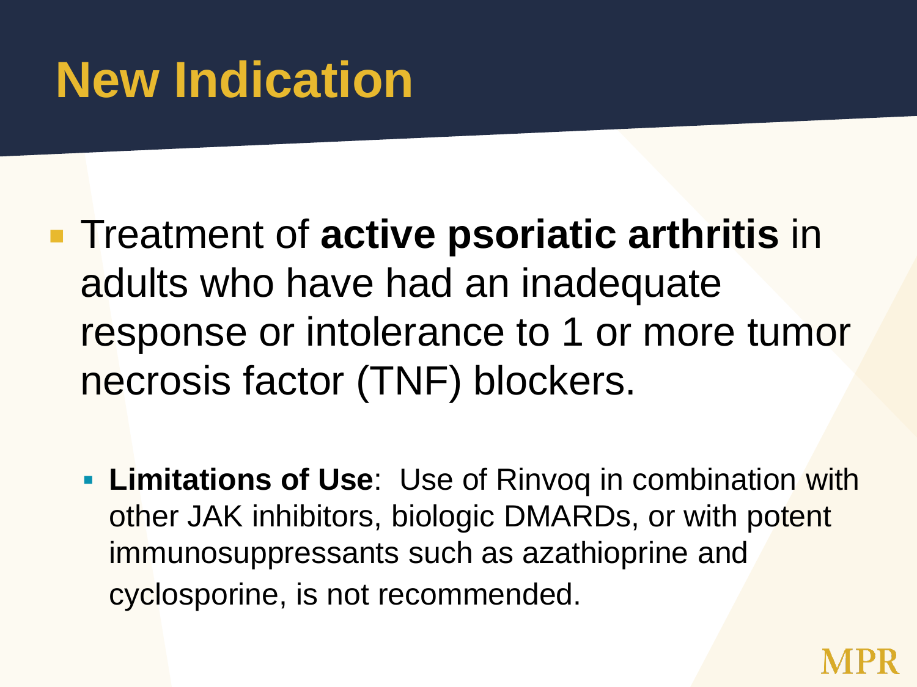# New Indication

- Treatment of **active psoriatic arthritis** in adults who have had an inadequate response or intolerance to 1 or more tumor necrosis factor (TNF) blockers.
  - **Limitations of Use**: Use of Rinvoq in combination with other JAK inhibitors, biologic DMARDs, or with potent immunosuppressants such as azathioprine and cyclosporine, is not recommended.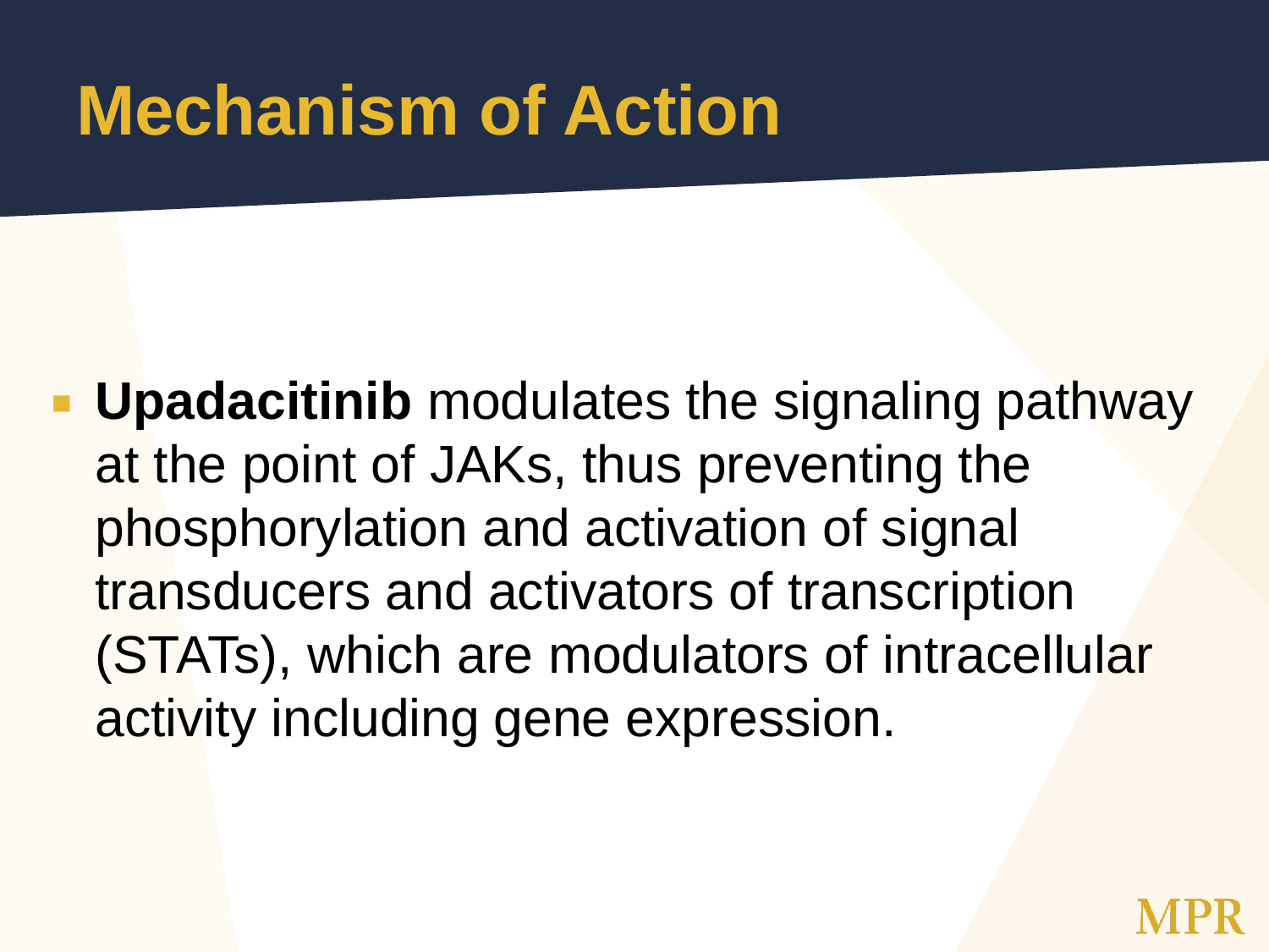# Mechanism of Action

- **Upadacitinib** modulates the signaling pathway at the point of JAKs, thus preventing the phosphorylation and activation of signal transducers and activators of transcription (STATs), which are modulators of intracellular activity including gene expression.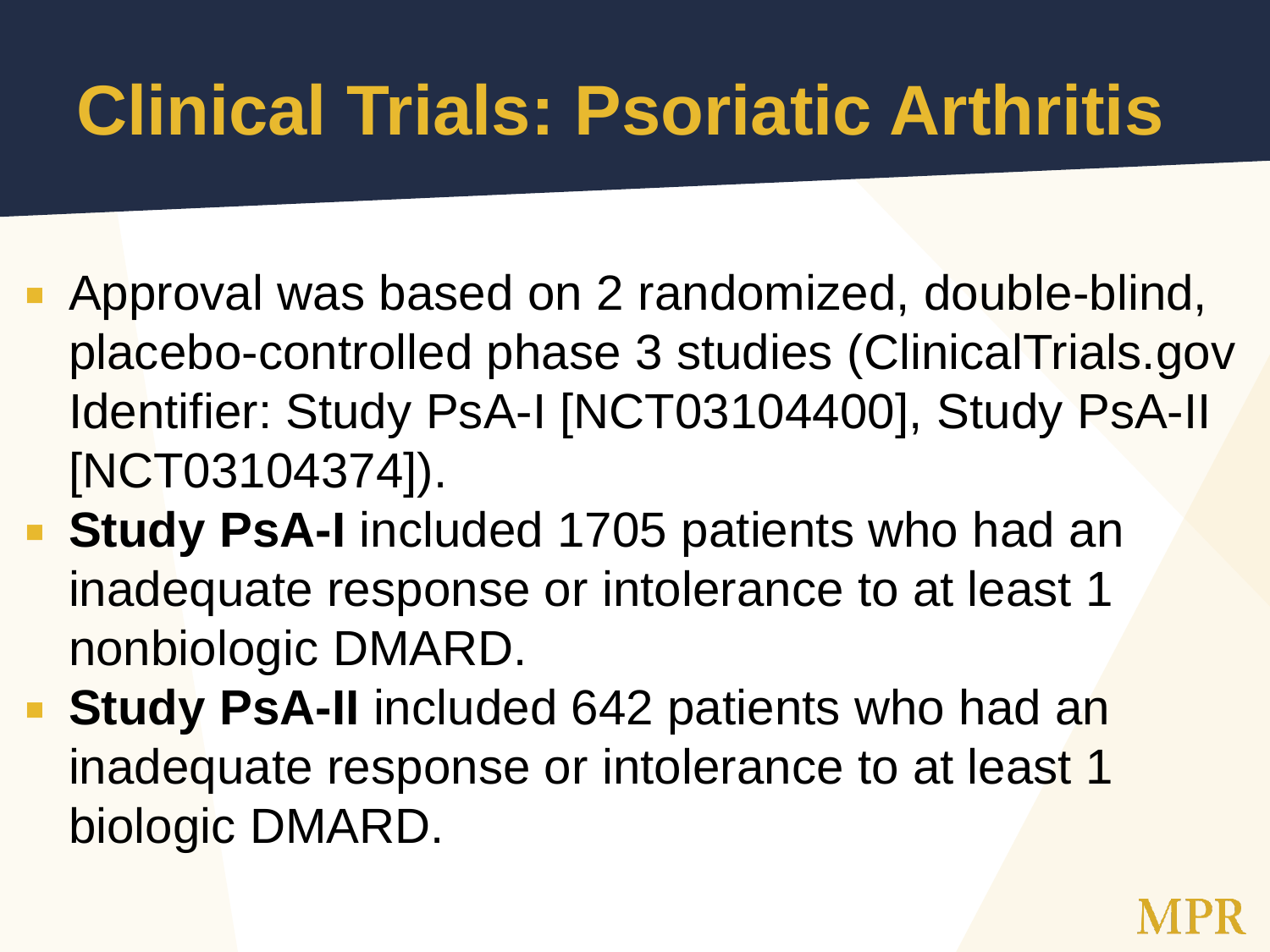# Clinical Trials: Psoriatic Arthritis

- Approval was based on 2 randomized, double-blind, placebo-controlled phase 3 studies (ClinicalTrials.gov Identifier: Study PsA-I [NCT03104400], Study PsA-II [NCT03104374]).
- **Study PsA-I** included 1705 patients who had an inadequate response or intolerance to at least 1 nonbiologic DMARD.
- **Study PsA-II** included 642 patients who had an inadequate response or intolerance to at least 1 biologic DMARD.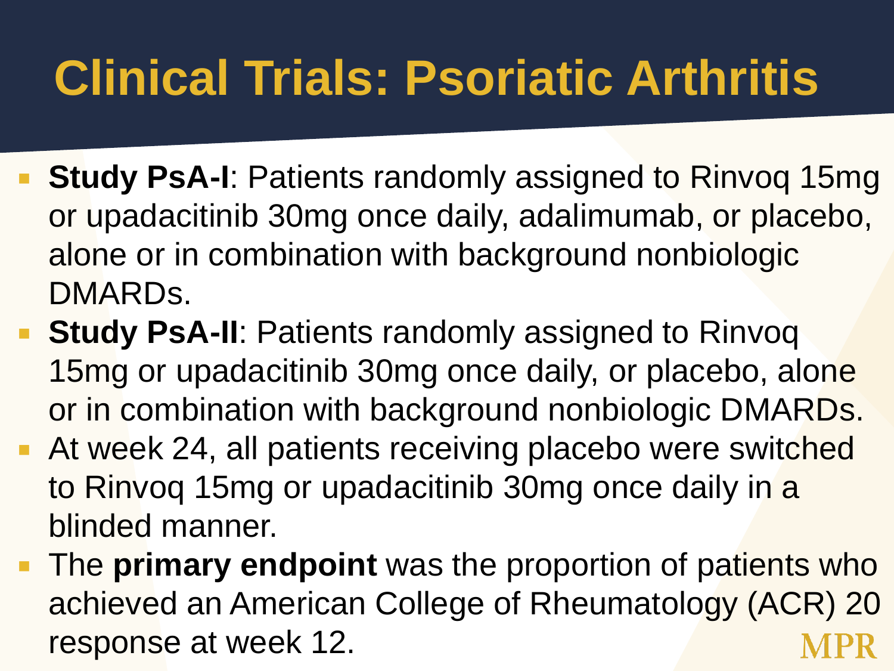# Clinical Trials: Psoriatic Arthritis

- **Study PsA-I**: Patients randomly assigned to Rinvoq 15mg or upadacitinib 30mg once daily, adalimumab, or placebo, alone or in combination with background nonbiologic DMARDs.
- **Study PsA-II**: Patients randomly assigned to Rinvoq 15mg or upadacitinib 30mg once daily, or placebo, alone or in combination with background nonbiologic DMARDs.
- At week 24, all patients receiving placebo were switched to Rinvoq 15mg or upadacitinib 30mg once daily in a blinded manner.
- The **primary endpoint** was the proportion of patients who achieved an American College of Rheumatology (ACR) 20 response at week 12.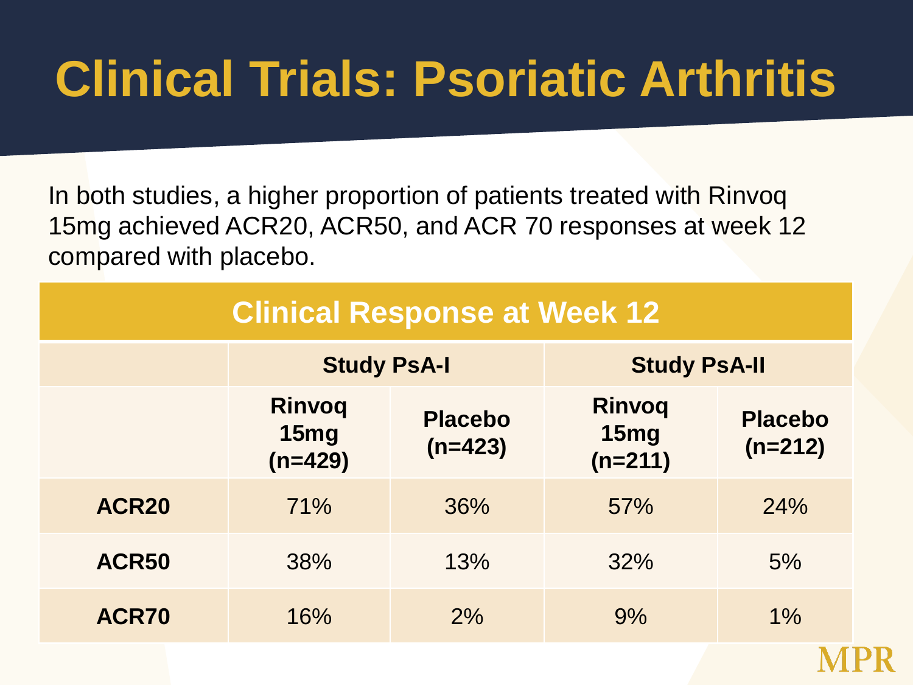# Clinical Trials: Psoriatic Arthritis

In both studies, a higher proportion of patients treated with Rinvoq 15mg achieved ACR20, ACR50, and ACR 70 responses at week 12 compared with placebo.

**Clinical Response at Week 12**

| | Study PsA-I | | Study PsA-II | |
|---|---|---|---|---|
| | Rinvoq 15mg (n=429) | Placebo (n=423) | Rinvoq 15mg (n=211) | Placebo (n=212) |
| **ACR20** | 71% | 36% | 57% | 24% |
| **ACR50** | 38% | 13% | 32% | 5% |
| **ACR70** | 16% | 2% | 9% | 1% |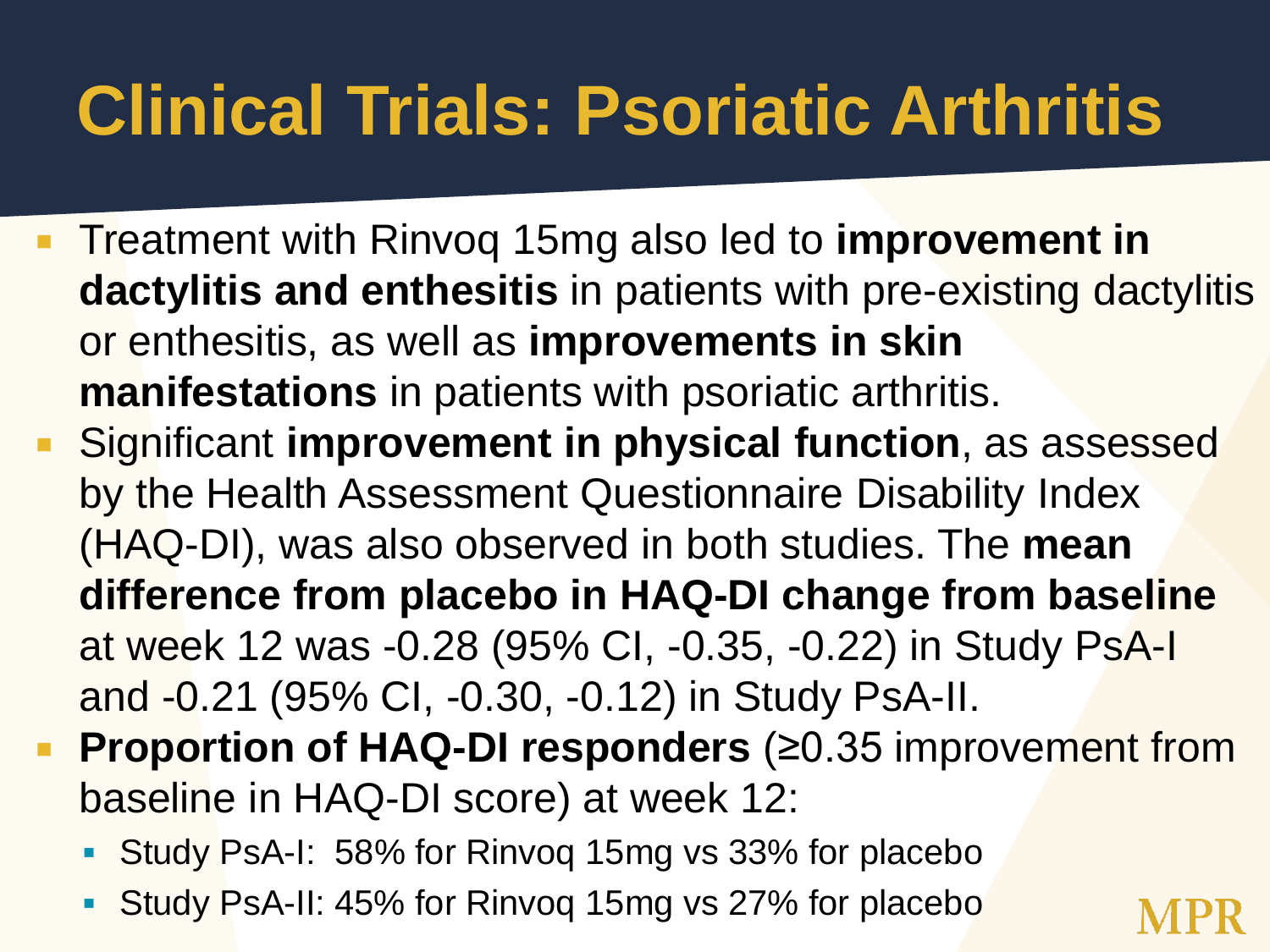# Clinical Trials: Psoriatic Arthritis

- Treatment with Rinvoq 15mg also led to **improvement in dactylitis and enthesitis** in patients with pre-existing dactylitis or enthesitis, as well as **improvements in skin manifestations** in patients with psoriatic arthritis.
- Significant **improvement in physical function**, as assessed by the Health Assessment Questionnaire Disability Index (HAQ-DI), was also observed in both studies. The **mean difference from placebo in HAQ-DI change from baseline** at week 12 was -0.28 (95% CI, -0.35, -0.22) in Study PsA-I and -0.21 (95% CI, -0.30, -0.12) in Study PsA-II.
- **Proportion of HAQ-DI responders** (≥0.35 improvement from baseline in HAQ-DI score) at week 12:
  - Study PsA-I: 58% for Rinvoq 15mg vs 33% for placebo
  - Study PsA-II: 45% for Rinvoq 15mg vs 27% for placebo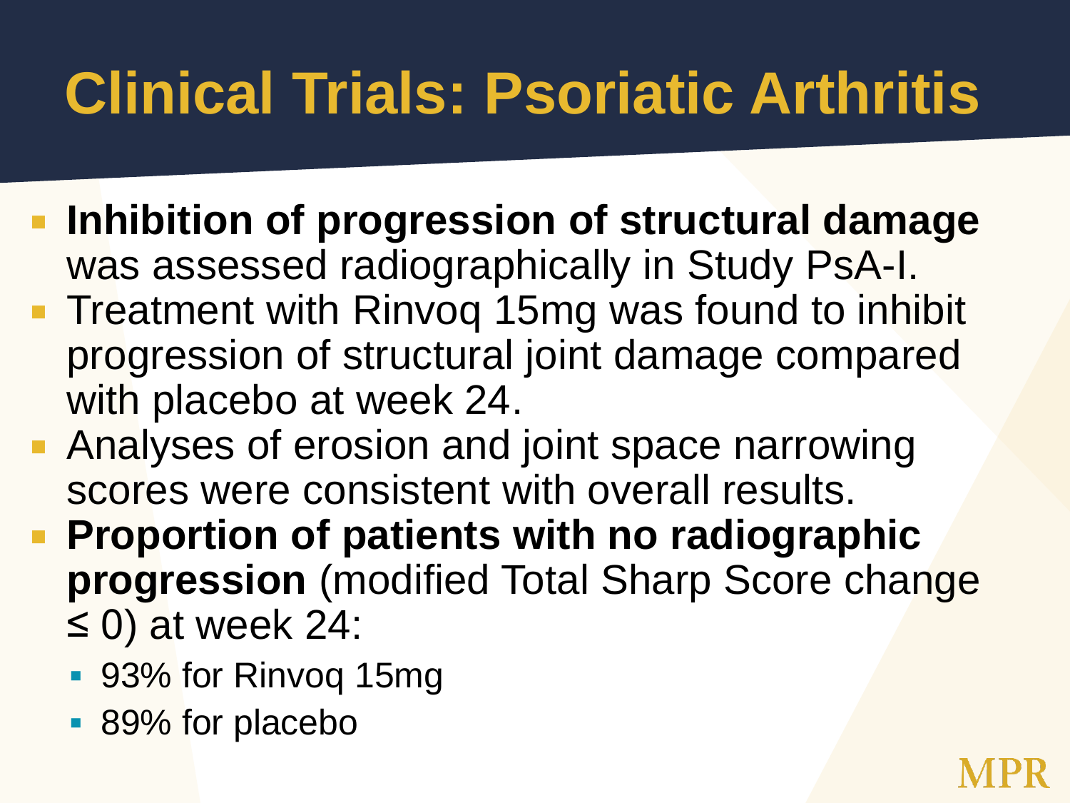# Clinical Trials: Psoriatic Arthritis

- **Inhibition of progression of structural damage** was assessed radiographically in Study PsA-I.
- Treatment with Rinvoq 15mg was found to inhibit progression of structural joint damage compared with placebo at week 24.
- Analyses of erosion and joint space narrowing scores were consistent with overall results.
- **Proportion of patients with no radiographic progression** (modified Total Sharp Score change ≤ 0) at week 24:
  - 93% for Rinvoq 15mg
  - 89% for placebo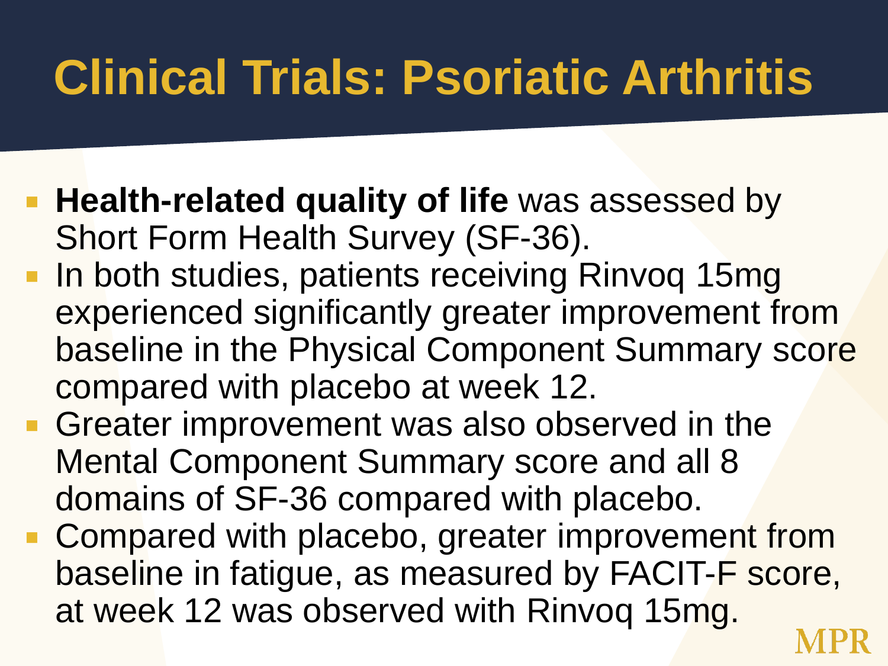# Clinical Trials: Psoriatic Arthritis

- **Health-related quality of life** was assessed by Short Form Health Survey (SF-36).
- In both studies, patients receiving Rinvoq 15mg experienced significantly greater improvement from baseline in the Physical Component Summary score compared with placebo at week 12.
- Greater improvement was also observed in the Mental Component Summary score and all 8 domains of SF-36 compared with placebo.
- Compared with placebo, greater improvement from baseline in fatigue, as measured by FACIT-F score, at week 12 was observed with Rinvoq 15mg.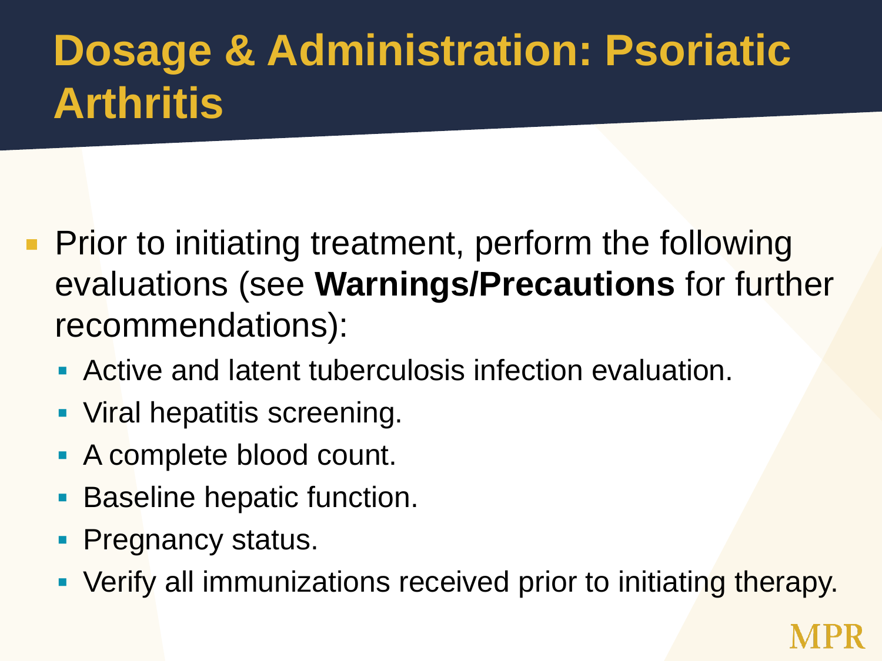# Dosage & Administration: Psoriatic Arthritis

- Prior to initiating treatment, perform the following evaluations (see **Warnings/Precautions** for further recommendations):
  - Active and latent tuberculosis infection evaluation.
  - Viral hepatitis screening.
  - A complete blood count.
  - Baseline hepatic function.
  - Pregnancy status.
  - Verify all immunizations received prior to initiating therapy.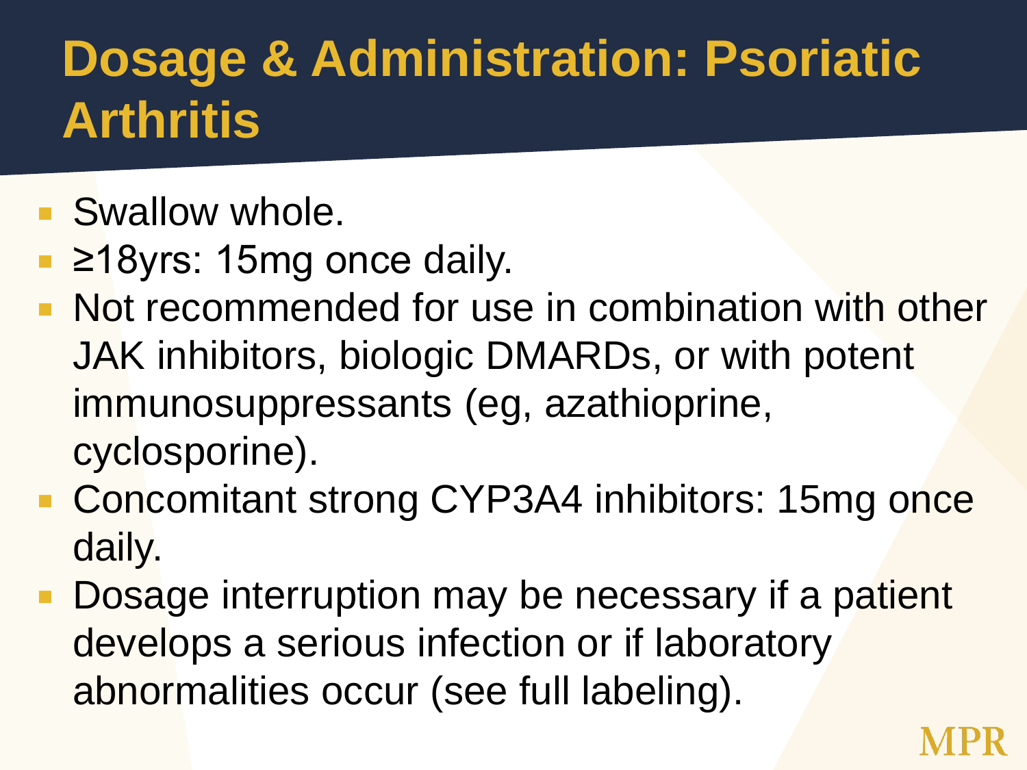# Dosage & Administration: Psoriatic Arthritis

- Swallow whole.
- ≥18yrs: 15mg once daily.
- Not recommended for use in combination with other JAK inhibitors, biologic DMARDs, or with potent immunosuppressants (eg, azathioprine, cyclosporine).
- Concomitant strong CYP3A4 inhibitors: 15mg once daily.
- Dosage interruption may be necessary if a patient develops a serious infection or if laboratory abnormalities occur (see full labeling).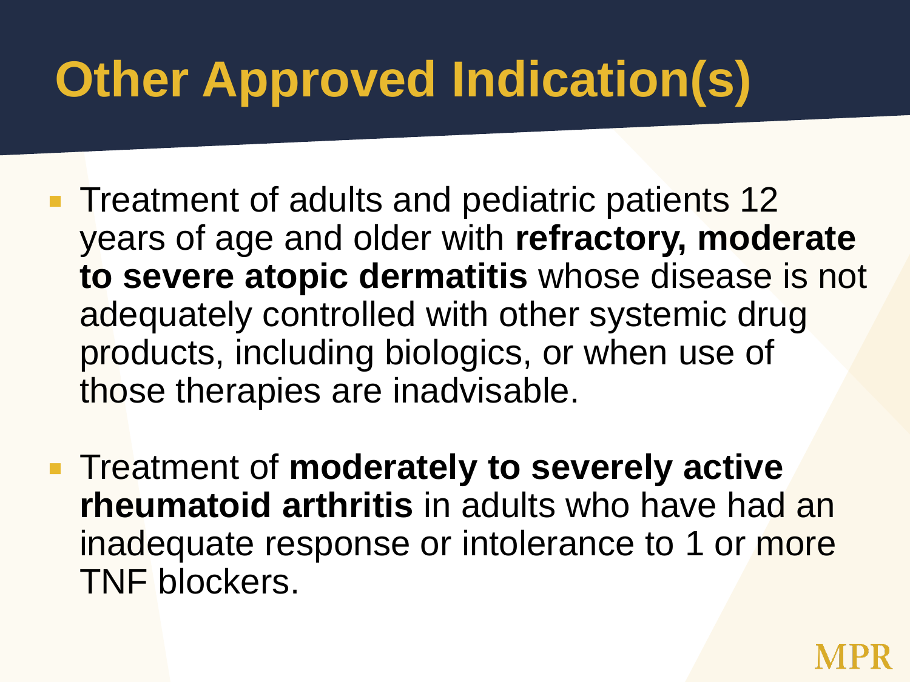# Other Approved Indication(s)

- Treatment of adults and pediatric patients 12 years of age and older with **refractory, moderate to severe atopic dermatitis** whose disease is not adequately controlled with other systemic drug products, including biologics, or when use of those therapies are inadvisable.
- Treatment of **moderately to severely active rheumatoid arthritis** in adults who have had an inadequate response or intolerance to 1 or more TNF blockers.

MPR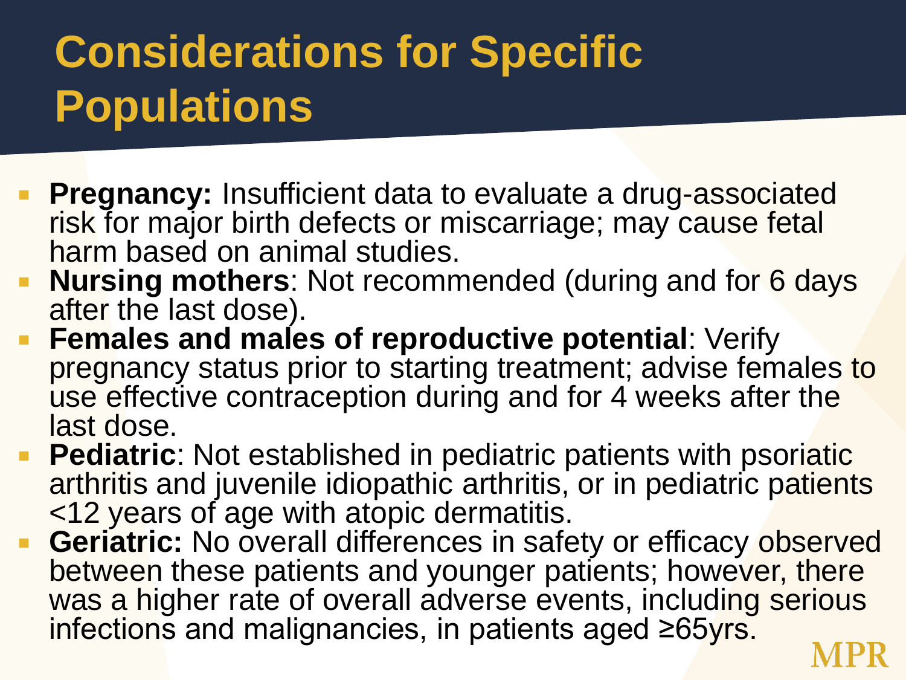# Considerations for Specific Populations

- **Pregnancy:** Insufficient data to evaluate a drug-associated risk for major birth defects or miscarriage; may cause fetal harm based on animal studies.
- **Nursing mothers**: Not recommended (during and for 6 days after the last dose).
- **Females and males of reproductive potential**: Verify pregnancy status prior to starting treatment; advise females to use effective contraception during and for 4 weeks after the last dose.
- **Pediatric**: Not established in pediatric patients with psoriatic arthritis and juvenile idiopathic arthritis, or in pediatric patients <12 years of age with atopic dermatitis.
- **Geriatric:** No overall differences in safety or efficacy observed between these patients and younger patients; however, there was a higher rate of overall adverse events, including serious infections and malignancies, in patients aged ≥65yrs.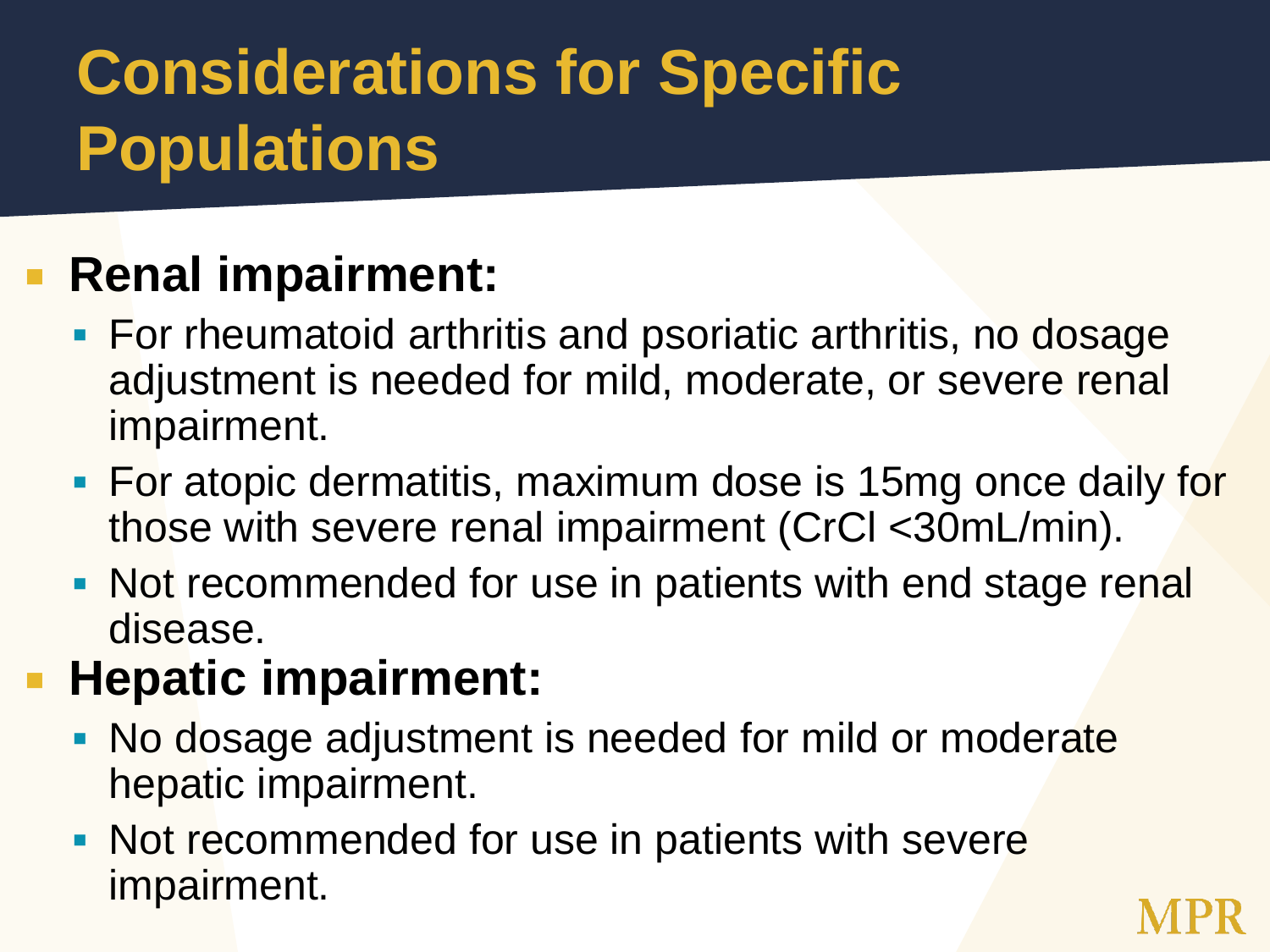# Considerations for Specific Populations

- **Renal impairment:**
  - For rheumatoid arthritis and psoriatic arthritis, no dosage adjustment is needed for mild, moderate, or severe renal impairment.
  - For atopic dermatitis, maximum dose is 15mg once daily for those with severe renal impairment (CrCl <30mL/min).
  - Not recommended for use in patients with end stage renal disease.
- **Hepatic impairment:**
  - No dosage adjustment is needed for mild or moderate hepatic impairment.
  - Not recommended for use in patients with severe impairment.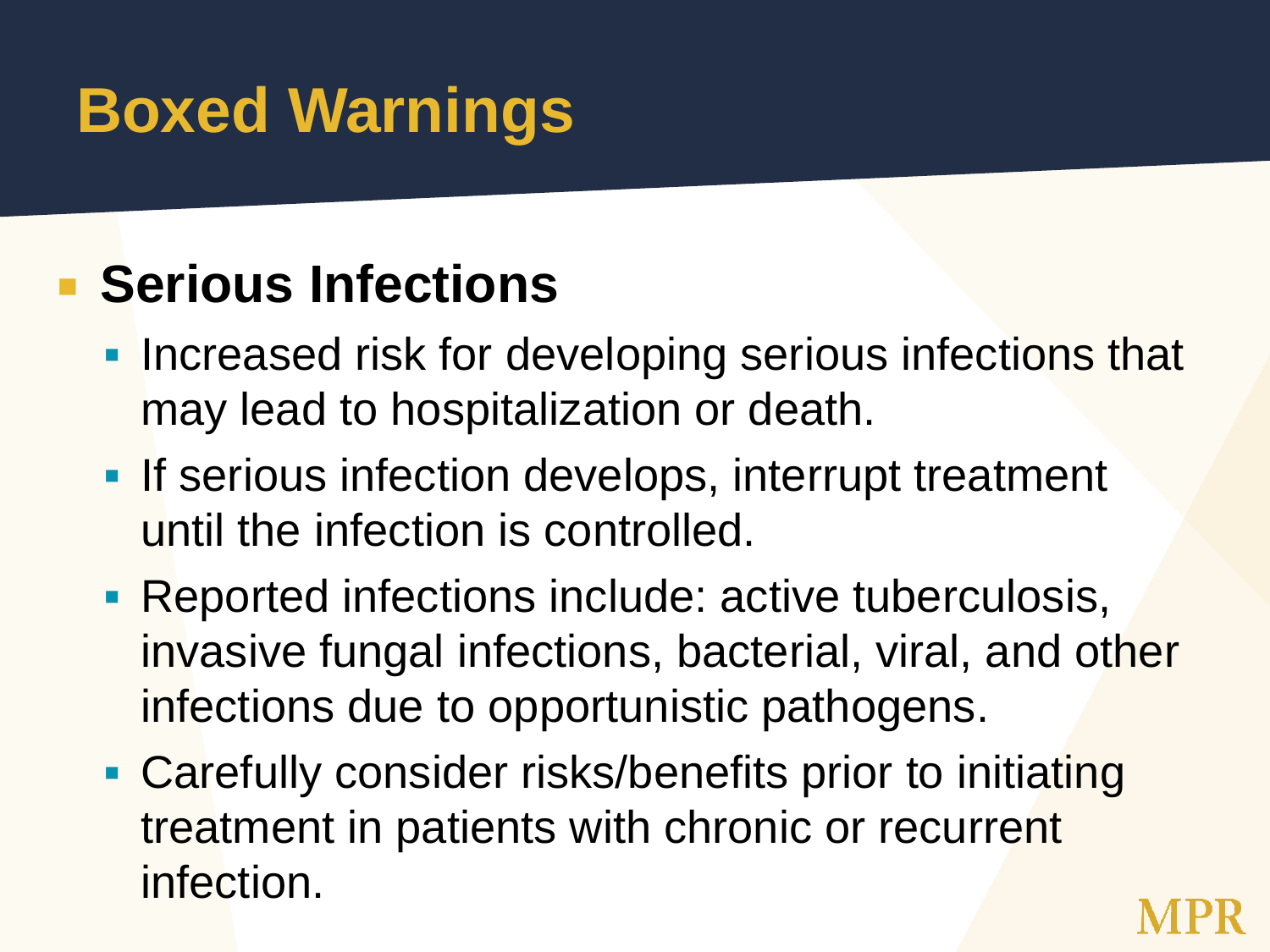# Boxed Warnings

- **Serious Infections**
  - Increased risk for developing serious infections that may lead to hospitalization or death.
  - If serious infection develops, interrupt treatment until the infection is controlled.
  - Reported infections include: active tuberculosis, invasive fungal infections, bacterial, viral, and other infections due to opportunistic pathogens.
  - Carefully consider risks/benefits prior to initiating treatment in patients with chronic or recurrent infection.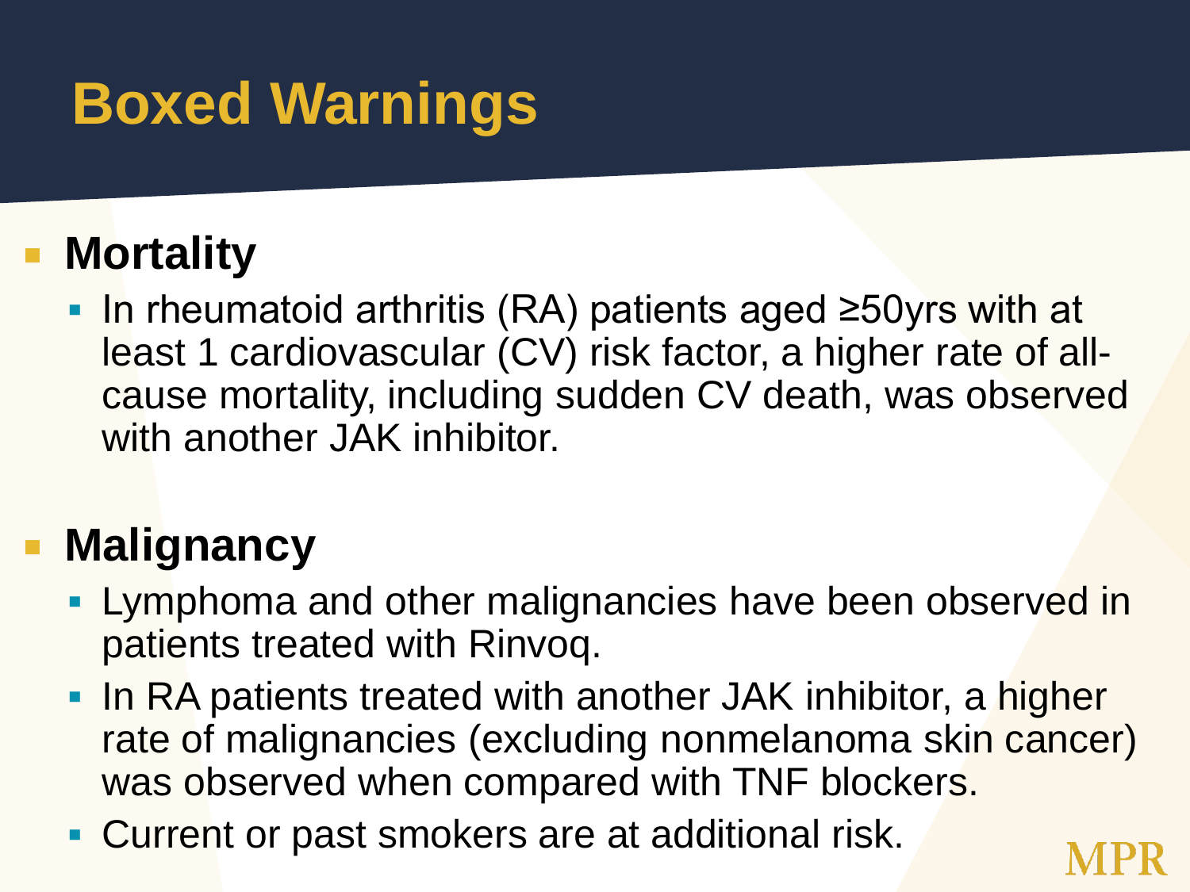# Boxed Warnings

- **Mortality**
  - In rheumatoid arthritis (RA) patients aged ≥50yrs with at least 1 cardiovascular (CV) risk factor, a higher rate of all-cause mortality, including sudden CV death, was observed with another JAK inhibitor.

- **Malignancy**
  - Lymphoma and other malignancies have been observed in patients treated with Rinvoq.
  - In RA patients treated with another JAK inhibitor, a higher rate of malignancies (excluding nonmelanoma skin cancer) was observed when compared with TNF blockers.
  - Current or past smokers are at additional risk.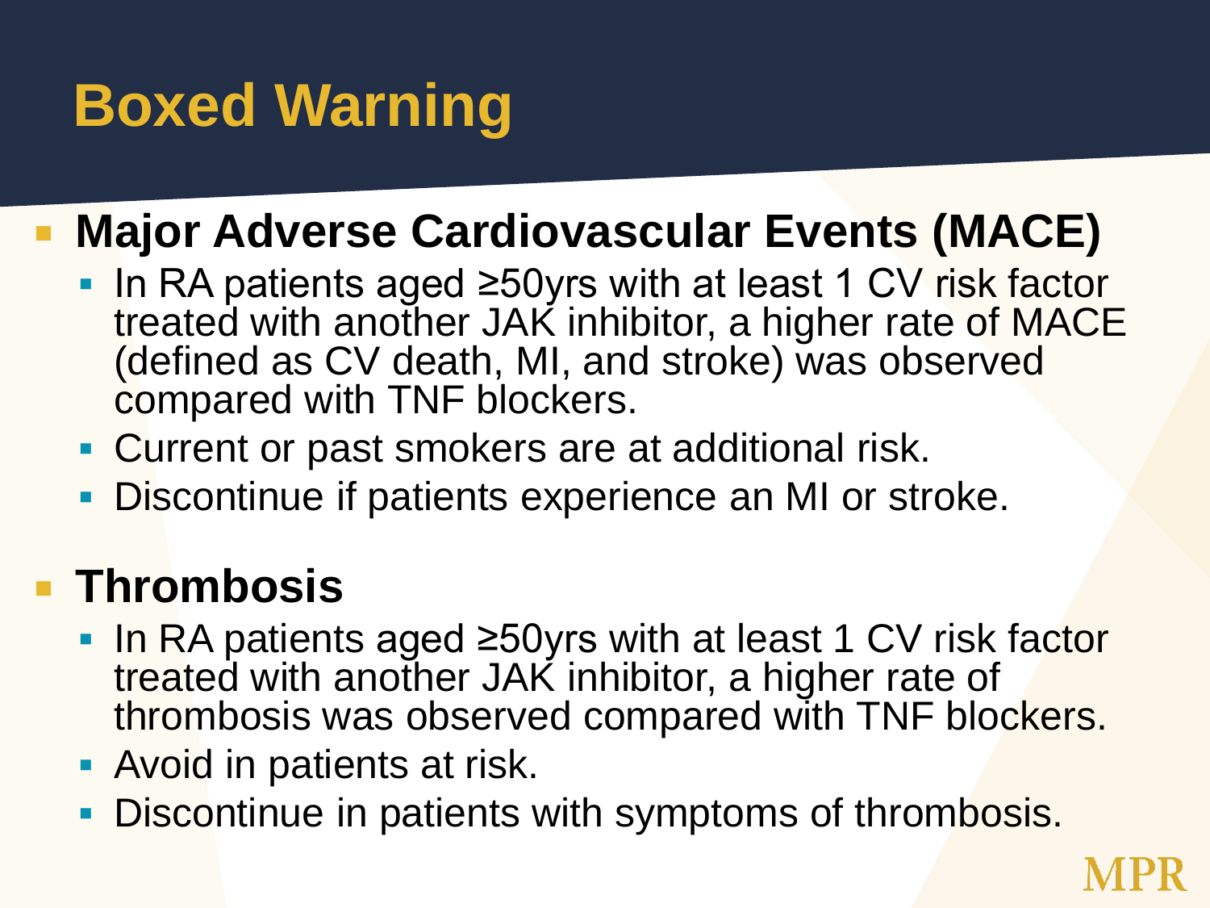# Boxed Warning

- **Major Adverse Cardiovascular Events (MACE)**
  - In RA patients aged ≥50yrs with at least 1 CV risk factor treated with another JAK inhibitor, a higher rate of MACE (defined as CV death, MI, and stroke) was observed compared with TNF blockers.
  - Current or past smokers are at additional risk.
  - Discontinue if patients experience an MI or stroke.
- **Thrombosis**
  - In RA patients aged ≥50yrs with at least 1 CV risk factor treated with another JAK inhibitor, a higher rate of thrombosis was observed compared with TNF blockers.
  - Avoid in patients at risk.
  - Discontinue in patients with symptoms of thrombosis.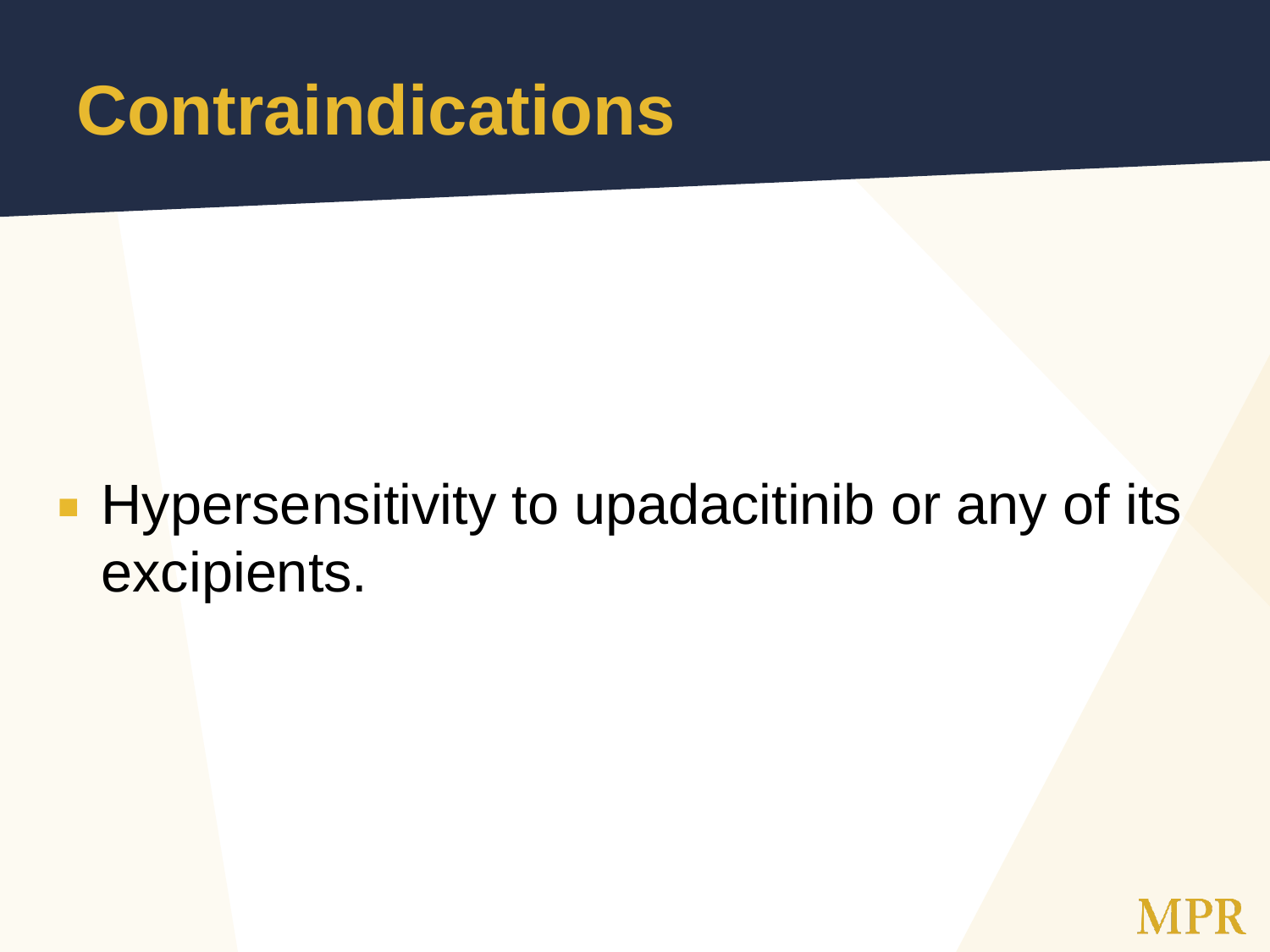# Contraindications

- Hypersensitivity to upadacitinib or any of its excipients.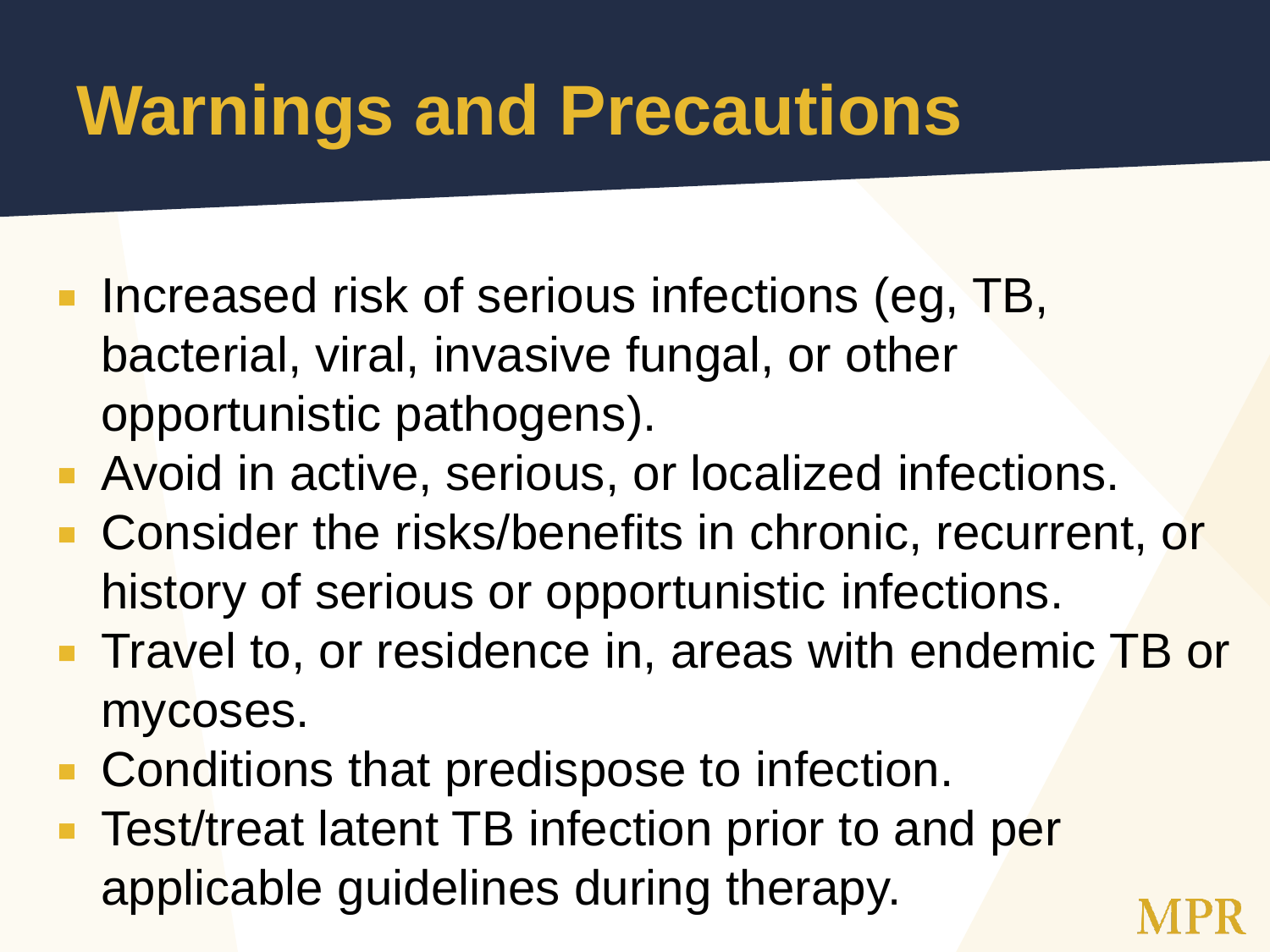# Warnings and Precautions

- Increased risk of serious infections (eg, TB, bacterial, viral, invasive fungal, or other opportunistic pathogens).
- Avoid in active, serious, or localized infections.
- Consider the risks/benefits in chronic, recurrent, or history of serious or opportunistic infections.
- Travel to, or residence in, areas with endemic TB or mycoses.
- Conditions that predispose to infection.
- Test/treat latent TB infection prior to and per applicable guidelines during therapy.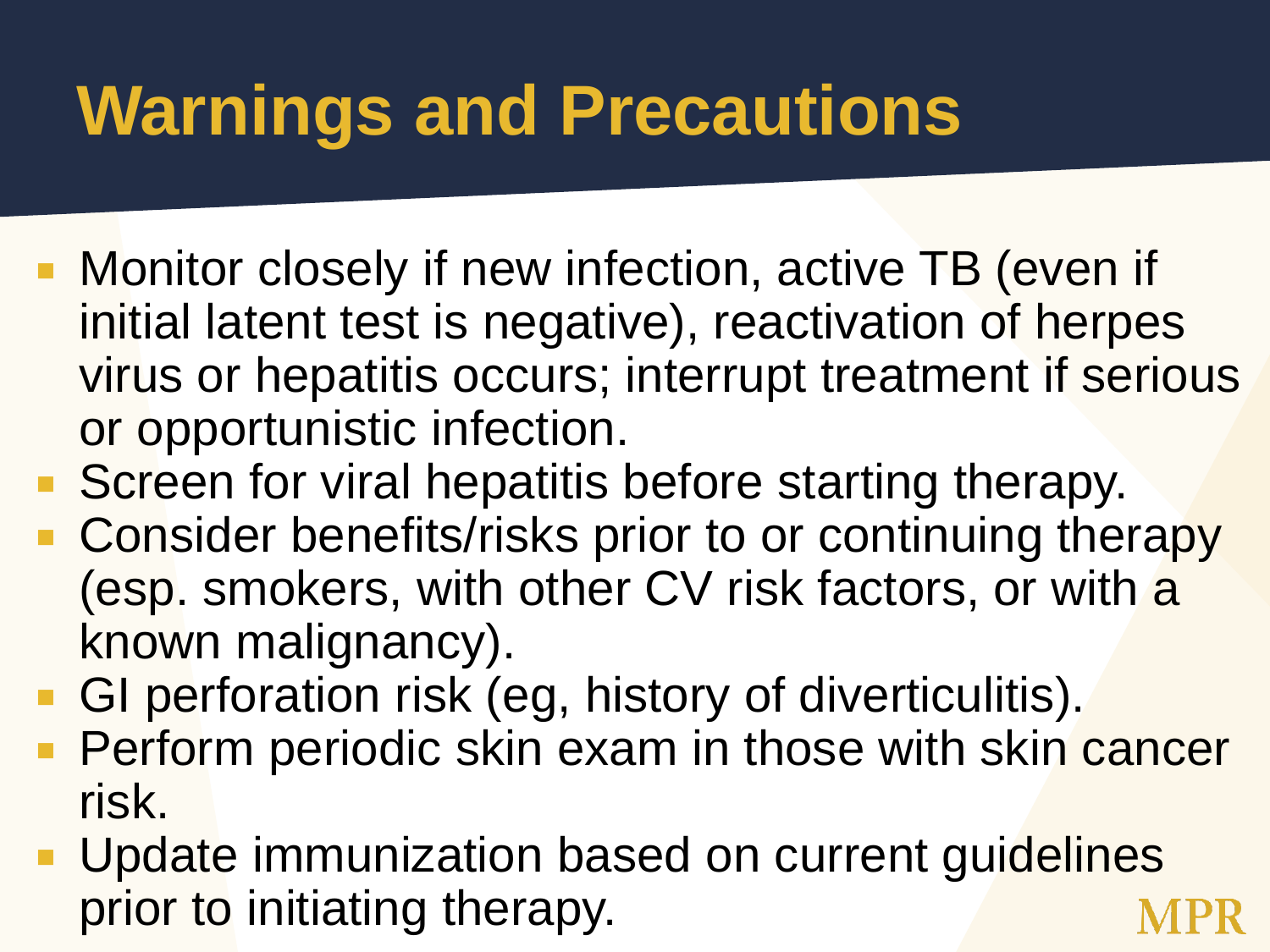# Warnings and Precautions

- Monitor closely if new infection, active TB (even if initial latent test is negative), reactivation of herpes virus or hepatitis occurs; interrupt treatment if serious or opportunistic infection.
- Screen for viral hepatitis before starting therapy.
- Consider benefits/risks prior to or continuing therapy (esp. smokers, with other CV risk factors, or with a known malignancy).
- GI perforation risk (eg, history of diverticulitis).
- Perform periodic skin exam in those with skin cancer risk.
- Update immunization based on current guidelines prior to initiating therapy.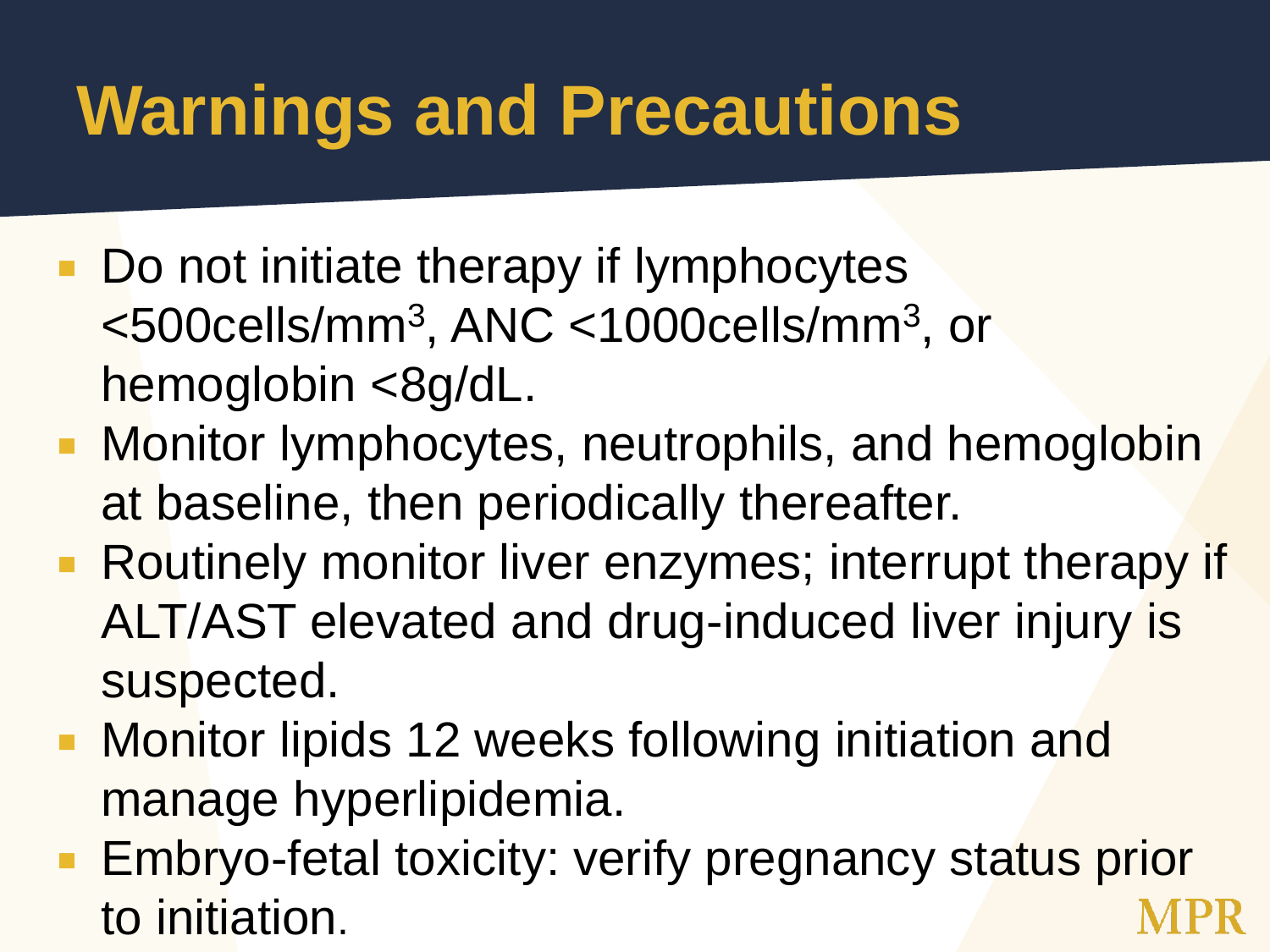# Warnings and Precautions

- Do not initiate therapy if lymphocytes <500cells/$mm^3$, ANC <1000cells/$mm^3$, or hemoglobin <8g/dL.
- Monitor lymphocytes, neutrophils, and hemoglobin at baseline, then periodically thereafter.
- Routinely monitor liver enzymes; interrupt therapy if ALT/AST elevated and drug-induced liver injury is suspected.
- Monitor lipids 12 weeks following initiation and manage hyperlipidemia.
- Embryo-fetal toxicity: verify pregnancy status prior to initiation.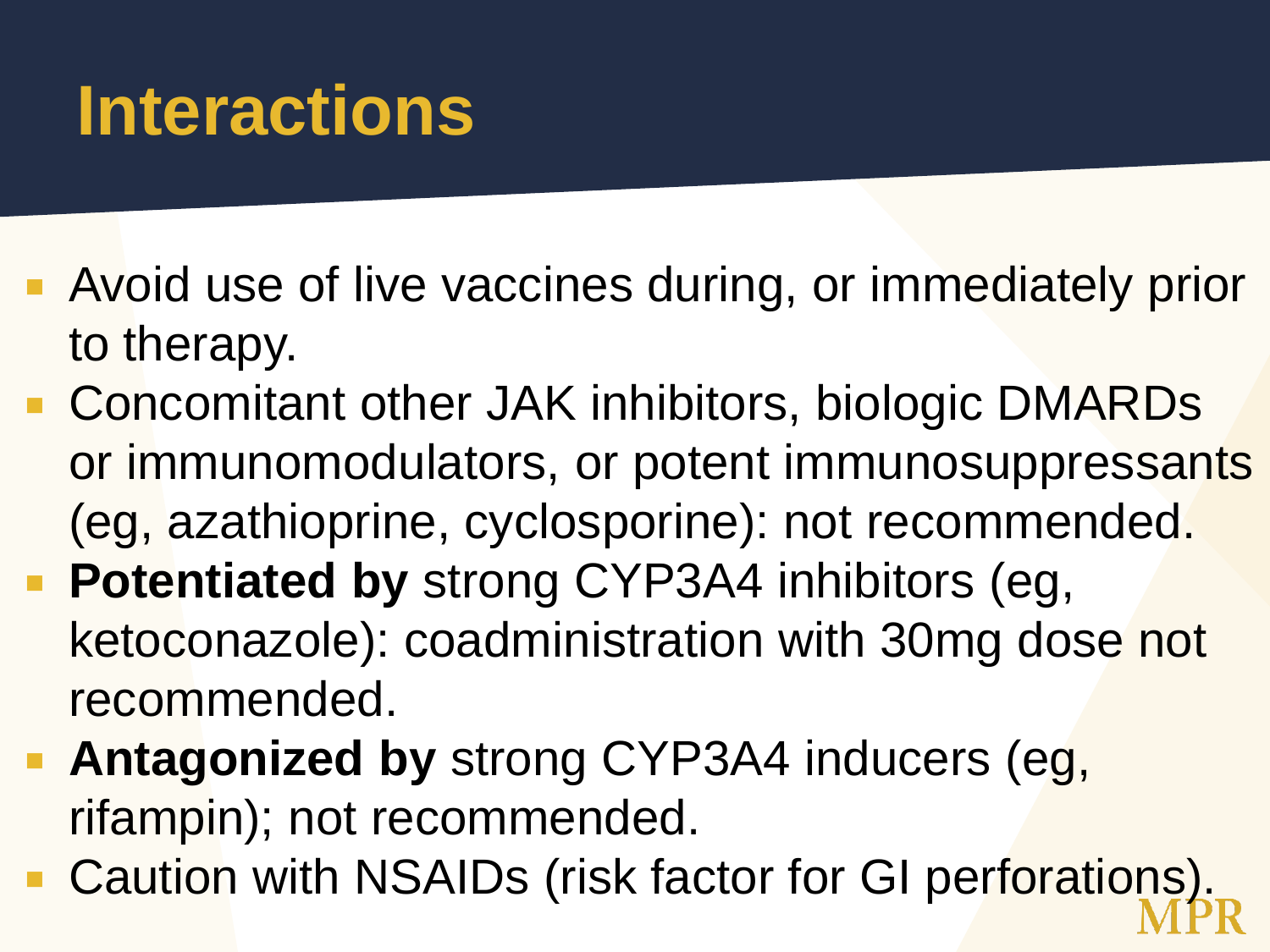# Interactions

- Avoid use of live vaccines during, or immediately prior to therapy.
- Concomitant other JAK inhibitors, biologic DMARDs or immunomodulators, or potent immunosuppressants (eg, azathioprine, cyclosporine): not recommended.
- **Potentiated by** strong CYP3A4 inhibitors (eg, ketoconazole): coadministration with 30mg dose not recommended.
- **Antagonized by** strong CYP3A4 inducers (eg, rifampin); not recommended.
- Caution with NSAIDs (risk factor for GI perforations).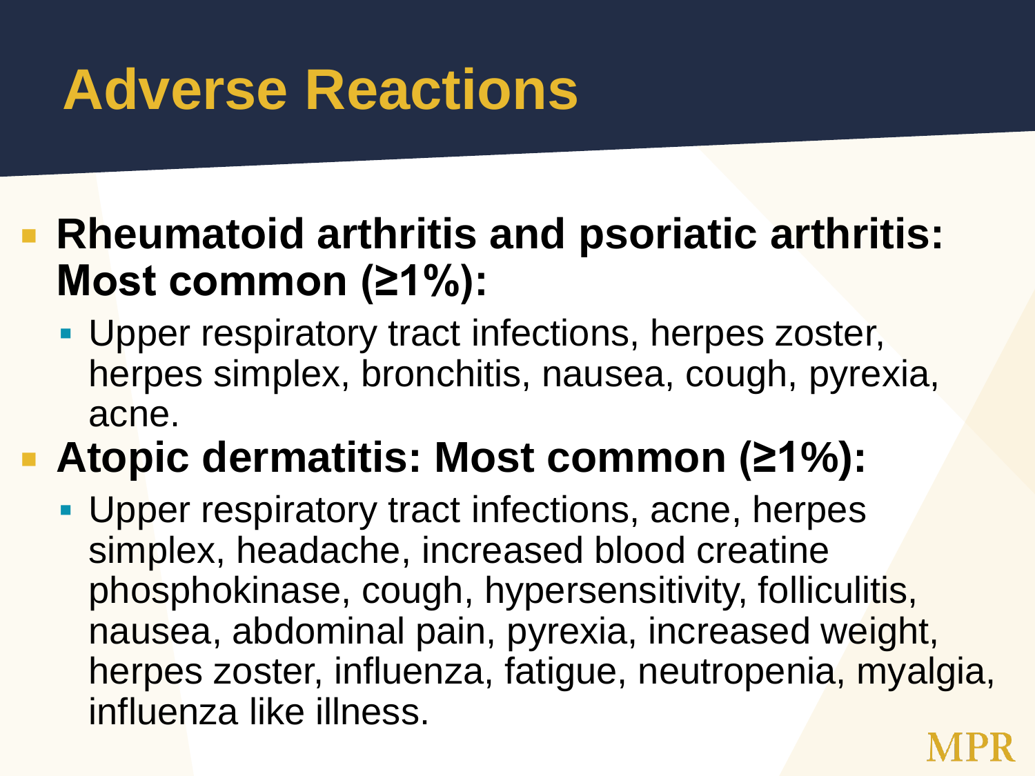# Adverse Reactions

- **Rheumatoid arthritis and psoriatic arthritis: Most common (≥1%):**
  - Upper respiratory tract infections, herpes zoster, herpes simplex, bronchitis, nausea, cough, pyrexia, acne.
- **Atopic dermatitis: Most common (≥1%):**
  - Upper respiratory tract infections, acne, herpes simplex, headache, increased blood creatine phosphokinase, cough, hypersensitivity, folliculitis, nausea, abdominal pain, pyrexia, increased weight, herpes zoster, influenza, fatigue, neutropenia, myalgia, influenza like illness.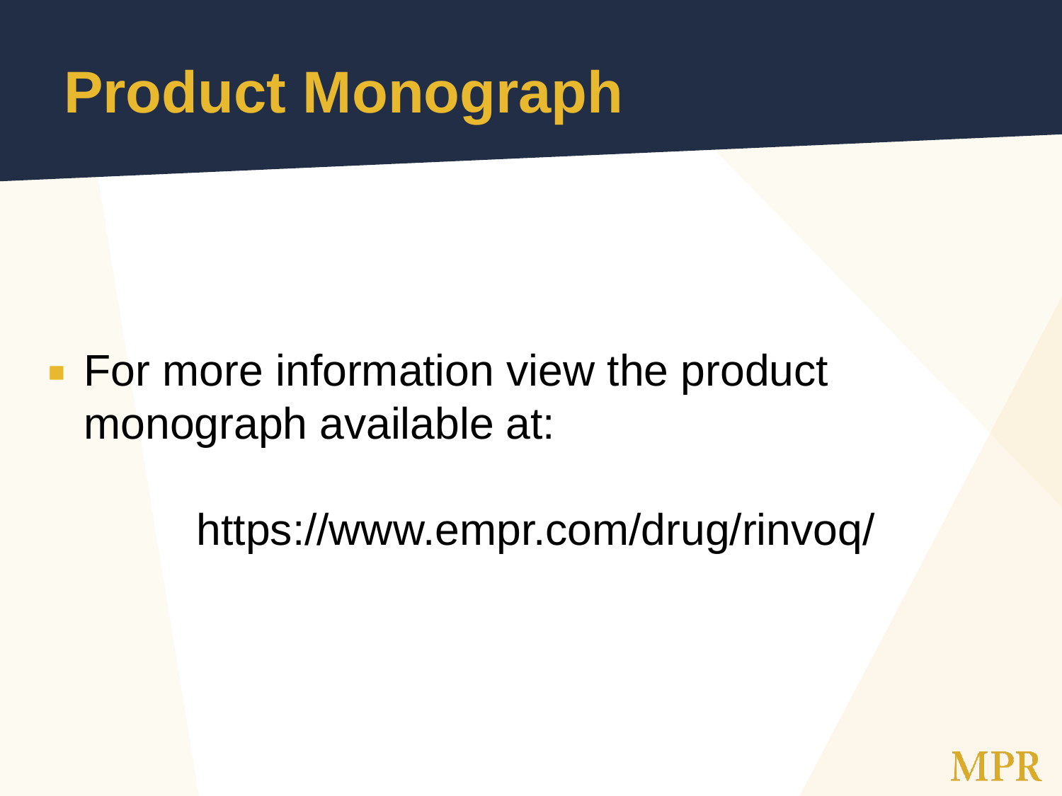# Product Monograph

- For more information view the product monograph available at:

  https://www.empr.com/drug/rinvoq/